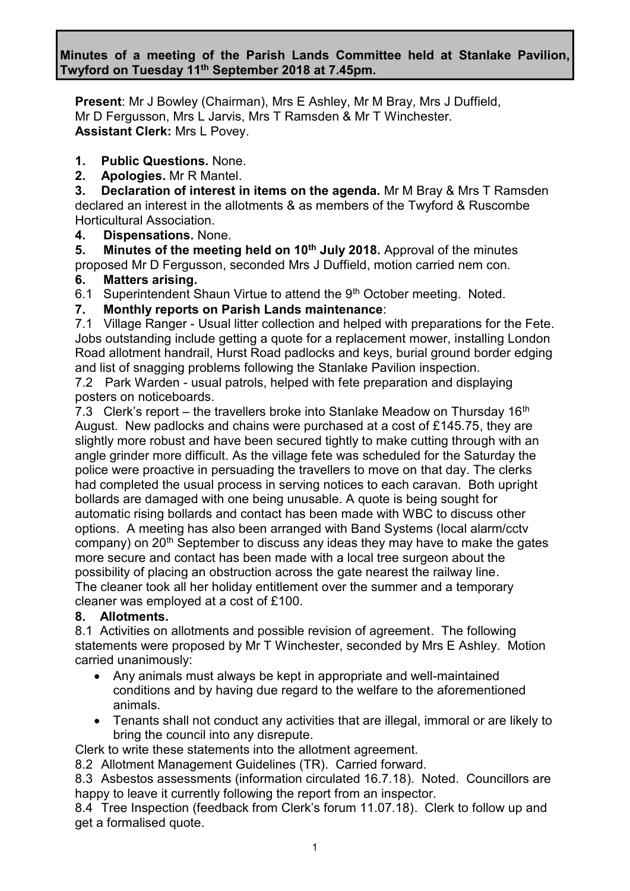**Minutes of a meeting of the Parish Lands Committee held at Stanlake Pavilion, Twyford on Tuesday 11th September 2018 at 7.45pm.**

**Present**: Mr J Bowley (Chairman), Mrs E Ashley, Mr M Bray, Mrs J Duffield, Mr D Fergusson, Mrs L Jarvis, Mrs T Ramsden & Mr T Winchester.
**Assistant Clerk:** Mrs L Povey.

1. **Public Questions.** None.
2. **Apologies.** Mr R Mantel.
3. **Declaration of interest in items on the agenda.** Mr M Bray & Mrs T Ramsden declared an interest in the allotments & as members of the Twyford & Ruscombe Horticultural Association.
4. **Dispensations.** None.
5. **Minutes of the meeting held on 10th July 2018.** Approval of the minutes proposed Mr D Fergusson, seconded Mrs J Duffield, motion carried nem con.
6. **Matters arising.**

6.1 Superintendent Shaun Virtue to attend the 9th October meeting. Noted.

7. **Monthly reports on Parish Lands maintenance**:

7.1 Village Ranger - Usual litter collection and helped with preparations for the Fete. Jobs outstanding include getting a quote for a replacement mower, installing London Road allotment handrail, Hurst Road padlocks and keys, burial ground border edging and list of snagging problems following the Stanlake Pavilion inspection.

7.2 Park Warden - usual patrols, helped with fete preparation and displaying posters on noticeboards.

7.3 Clerk's report – the travellers broke into Stanlake Meadow on Thursday 16th August. New padlocks and chains were purchased at a cost of £145.75, they are slightly more robust and have been secured tightly to make cutting through with an angle grinder more difficult. As the village fete was scheduled for the Saturday the police were proactive in persuading the travellers to move on that day. The clerks had completed the usual process in serving notices to each caravan. Both upright bollards are damaged with one being unusable. A quote is being sought for automatic rising bollards and contact has been made with WBC to discuss other options. A meeting has also been arranged with Band Systems (local alarm/cctv company) on 20th September to discuss any ideas they may have to make the gates more secure and contact has been made with a local tree surgeon about the possibility of placing an obstruction across the gate nearest the railway line.
The cleaner took all her holiday entitlement over the summer and a temporary cleaner was employed at a cost of £100.

8. **Allotments.**

8.1 Activities on allotments and possible revision of agreement. The following statements were proposed by Mr T Winchester, seconded by Mrs E Ashley. Motion carried unanimously:

- Any animals must always be kept in appropriate and well-maintained conditions and by having due regard to the welfare to the aforementioned animals.
- Tenants shall not conduct any activities that are illegal, immoral or are likely to bring the council into any disrepute.

Clerk to write these statements into the allotment agreement.

8.2 Allotment Management Guidelines (TR). Carried forward.

8.3 Asbestos assessments (information circulated 16.7.18). Noted. Councillors are happy to leave it currently following the report from an inspector.

8.4 Tree Inspection (feedback from Clerk's forum 11.07.18). Clerk to follow up and get a formalised quote.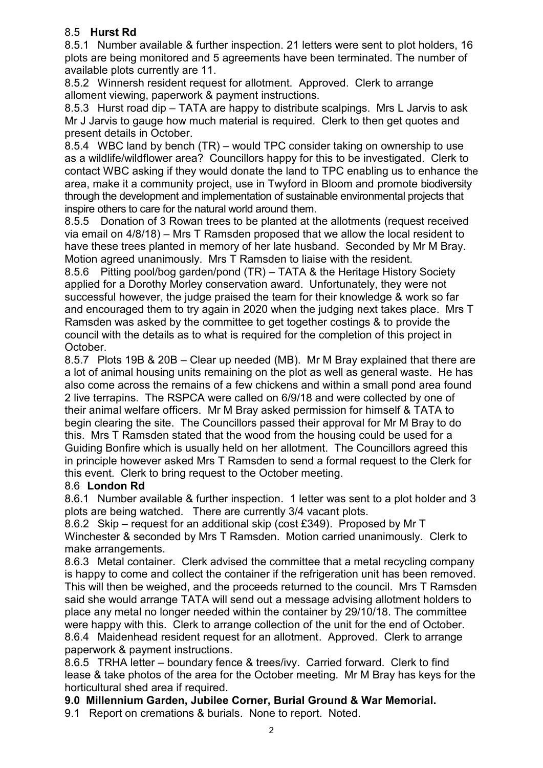## 8.5 **Hurst Rd**

8.5.1 Number available & further inspection. 21 letters were sent to plot holders, 16 plots are being monitored and 5 agreements have been terminated. The number of available plots currently are 11.

8.5.2 Winnersh resident request for allotment. Approved. Clerk to arrange alloment viewing, paperwork & payment instructions.

8.5.3 Hurst road dip – TATA are happy to distribute scalpings. Mrs L Jarvis to ask Mr J Jarvis to gauge how much material is required. Clerk to then get quotes and present details in October.

8.5.4 WBC land by bench (TR) – would TPC consider taking on ownership to use as a wildlife/wildflower area? Councillors happy for this to be investigated. Clerk to contact WBC asking if they would donate the land to TPC enabling us to enhance the area, make it a community project, use in Twyford in Bloom and promote biodiversity through the development and implementation of sustainable environmental projects that inspire others to care for the natural world around them.

8.5.5 Donation of 3 Rowan trees to be planted at the allotments (request received via email on 4/8/18) – Mrs T Ramsden proposed that we allow the local resident to have these trees planted in memory of her late husband. Seconded by Mr M Bray. Motion agreed unanimously. Mrs T Ramsden to liaise with the resident.

8.5.6 Pitting pool/bog garden/pond (TR) – TATA & the Heritage History Society applied for a Dorothy Morley conservation award. Unfortunately, they were not successful however, the judge praised the team for their knowledge & work so far and encouraged them to try again in 2020 when the judging next takes place. Mrs T Ramsden was asked by the committee to get together costings & to provide the council with the details as to what is required for the completion of this project in October.

8.5.7 Plots 19B & 20B – Clear up needed (MB). Mr M Bray explained that there are a lot of animal housing units remaining on the plot as well as general waste. He has also come across the remains of a few chickens and within a small pond area found 2 live terrapins. The RSPCA were called on 6/9/18 and were collected by one of their animal welfare officers. Mr M Bray asked permission for himself & TATA to begin clearing the site. The Councillors passed their approval for Mr M Bray to do this. Mrs T Ramsden stated that the wood from the housing could be used for a Guiding Bonfire which is usually held on her allotment. The Councillors agreed this in principle however asked Mrs T Ramsden to send a formal request to the Clerk for this event. Clerk to bring request to the October meeting.

## 8.6 **London Rd**

8.6.1 Number available & further inspection. 1 letter was sent to a plot holder and 3 plots are being watched. There are currently 3/4 vacant plots.

8.6.2 Skip – request for an additional skip (cost £349). Proposed by Mr T Winchester & seconded by Mrs T Ramsden. Motion carried unanimously. Clerk to make arrangements.

8.6.3 Metal container. Clerk advised the committee that a metal recycling company is happy to come and collect the container if the refrigeration unit has been removed. This will then be weighed, and the proceeds returned to the council. Mrs T Ramsden said she would arrange TATA will send out a message advising allotment holders to place any metal no longer needed within the container by 29/10/18. The committee were happy with this. Clerk to arrange collection of the unit for the end of October.

8.6.4 Maidenhead resident request for an allotment. Approved. Clerk to arrange paperwork & payment instructions.

8.6.5 TRHA letter – boundary fence & trees/ivy. Carried forward. Clerk to find lease & take photos of the area for the October meeting. Mr M Bray has keys for the horticultural shed area if required.

## **9.0 Millennium Garden, Jubilee Corner, Burial Ground & War Memorial.**

9.1 Report on cremations & burials. None to report. Noted.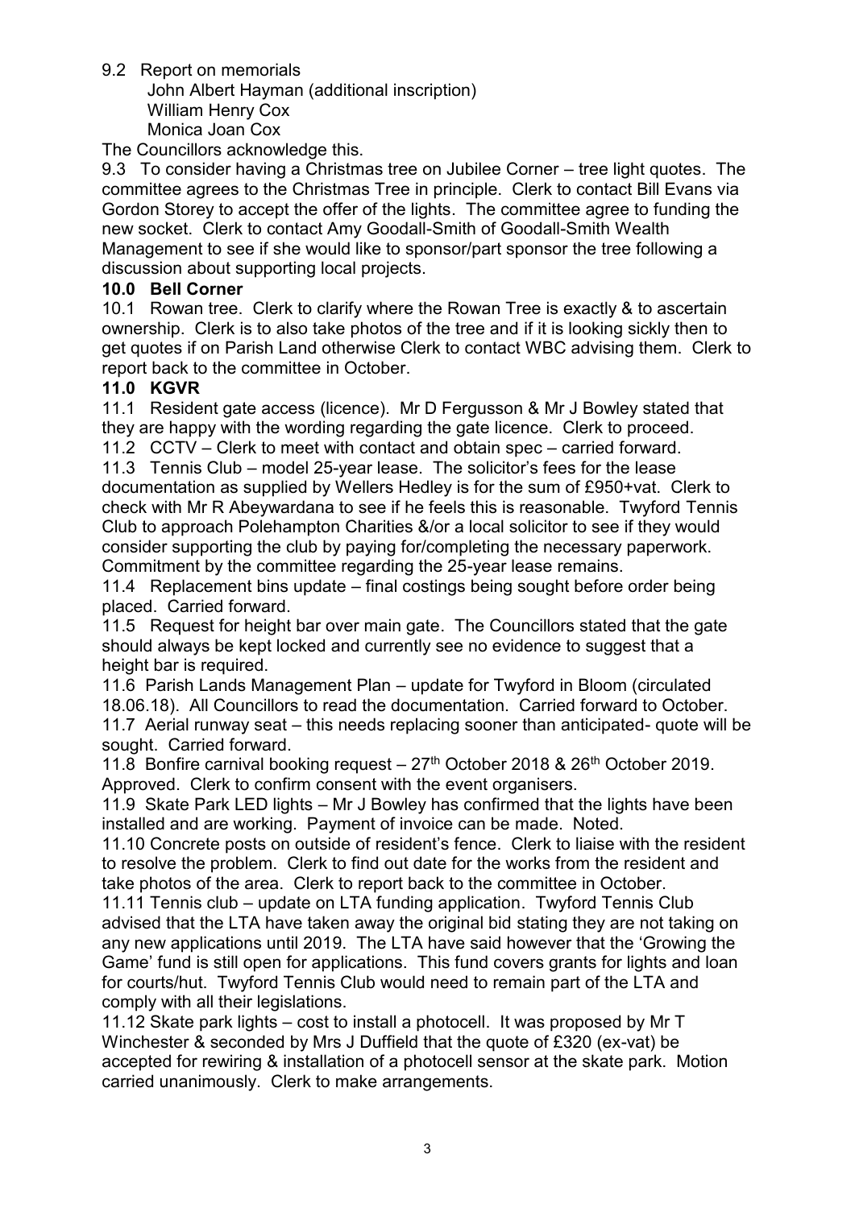9.2 Report on memorials

John Albert Hayman (additional inscription)
William Henry Cox
Monica Joan Cox

The Councillors acknowledge this.

9.3 To consider having a Christmas tree on Jubilee Corner – tree light quotes. The committee agrees to the Christmas Tree in principle. Clerk to contact Bill Evans via Gordon Storey to accept the offer of the lights. The committee agree to funding the new socket. Clerk to contact Amy Goodall-Smith of Goodall-Smith Wealth Management to see if she would like to sponsor/part sponsor the tree following a discussion about supporting local projects.

**10.0 Bell Corner**

10.1 Rowan tree. Clerk to clarify where the Rowan Tree is exactly & to ascertain ownership. Clerk is to also take photos of the tree and if it is looking sickly then to get quotes if on Parish Land otherwise Clerk to contact WBC advising them. Clerk to report back to the committee in October.

**11.0 KGVR**

11.1 Resident gate access (licence). Mr D Fergusson & Mr J Bowley stated that they are happy with the wording regarding the gate licence. Clerk to proceed.

11.2 CCTV – Clerk to meet with contact and obtain spec – carried forward.

11.3 Tennis Club – model 25-year lease. The solicitor's fees for the lease documentation as supplied by Wellers Hedley is for the sum of £950+vat. Clerk to check with Mr R Abeywardana to see if he feels this is reasonable. Twyford Tennis Club to approach Polehampton Charities &/or a local solicitor to see if they would consider supporting the club by paying for/completing the necessary paperwork. Commitment by the committee regarding the 25-year lease remains.

11.4 Replacement bins update – final costings being sought before order being placed. Carried forward.

11.5 Request for height bar over main gate. The Councillors stated that the gate should always be kept locked and currently see no evidence to suggest that a height bar is required.

11.6 Parish Lands Management Plan – update for Twyford in Bloom (circulated 18.06.18). All Councillors to read the documentation. Carried forward to October.

11.7 Aerial runway seat – this needs replacing sooner than anticipated- quote will be sought. Carried forward.

11.8 Bonfire carnival booking request – 27th October 2018 & 26th October 2019. Approved. Clerk to confirm consent with the event organisers.

11.9 Skate Park LED lights – Mr J Bowley has confirmed that the lights have been installed and are working. Payment of invoice can be made. Noted.

11.10 Concrete posts on outside of resident's fence. Clerk to liaise with the resident to resolve the problem. Clerk to find out date for the works from the resident and take photos of the area. Clerk to report back to the committee in October.

11.11 Tennis club – update on LTA funding application. Twyford Tennis Club advised that the LTA have taken away the original bid stating they are not taking on any new applications until 2019. The LTA have said however that the 'Growing the Game' fund is still open for applications. This fund covers grants for lights and loan for courts/hut. Twyford Tennis Club would need to remain part of the LTA and comply with all their legislations.

11.12 Skate park lights – cost to install a photocell. It was proposed by Mr T Winchester & seconded by Mrs J Duffield that the quote of £320 (ex-vat) be accepted for rewiring & installation of a photocell sensor at the skate park. Motion carried unanimously. Clerk to make arrangements.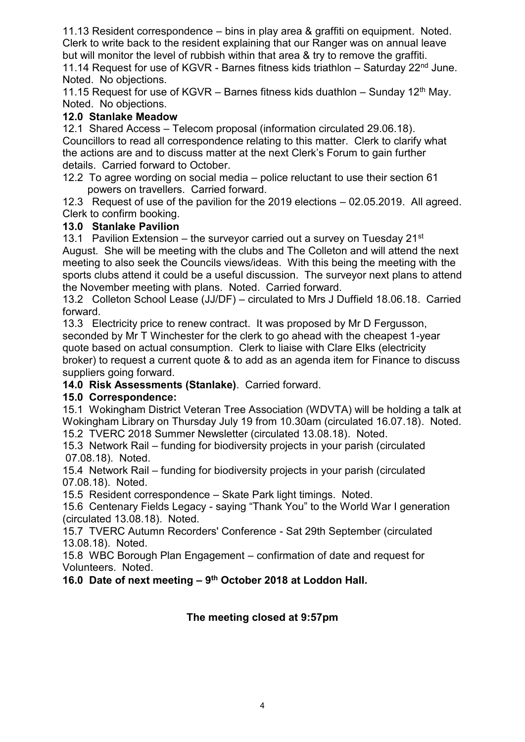11.13 Resident correspondence – bins in play area & graffiti on equipment. Noted. Clerk to write back to the resident explaining that our Ranger was on annual leave but will monitor the level of rubbish within that area & try to remove the graffiti.

11.14 Request for use of KGVR - Barnes fitness kids triathlon – Saturday 22nd June. Noted. No objections.

11.15 Request for use of KGVR – Barnes fitness kids duathlon – Sunday 12th May. Noted. No objections.

**12.0 Stanlake Meadow**

12.1 Shared Access – Telecom proposal (information circulated 29.06.18). Councillors to read all correspondence relating to this matter. Clerk to clarify what the actions are and to discuss matter at the next Clerk's Forum to gain further details. Carried forward to October.

12.2 To agree wording on social media – police reluctant to use their section 61 powers on travellers. Carried forward.

12.3 Request of use of the pavilion for the 2019 elections – 02.05.2019. All agreed. Clerk to confirm booking.

**13.0 Stanlake Pavilion**

13.1 Pavilion Extension – the surveyor carried out a survey on Tuesday 21st August. She will be meeting with the clubs and The Colleton and will attend the next meeting to also seek the Councils views/ideas. With this being the meeting with the sports clubs attend it could be a useful discussion. The surveyor next plans to attend the November meeting with plans. Noted. Carried forward.

13.2 Colleton School Lease (JJ/DF) – circulated to Mrs J Duffield 18.06.18. Carried forward.

13.3 Electricity price to renew contract. It was proposed by Mr D Fergusson, seconded by Mr T Winchester for the clerk to go ahead with the cheapest 1-year quote based on actual consumption. Clerk to liaise with Clare Elks (electricity broker) to request a current quote & to add as an agenda item for Finance to discuss suppliers going forward.

**14.0 Risk Assessments (Stanlake)**. Carried forward.

**15.0 Correspondence:**

15.1 Wokingham District Veteran Tree Association (WDVTA) will be holding a talk at Wokingham Library on Thursday July 19 from 10.30am (circulated 16.07.18). Noted.

15.2 TVERC 2018 Summer Newsletter (circulated 13.08.18). Noted.

15.3 Network Rail – funding for biodiversity projects in your parish (circulated 07.08.18). Noted.

15.4 Network Rail – funding for biodiversity projects in your parish (circulated 07.08.18). Noted.

15.5 Resident correspondence – Skate Park light timings. Noted.

15.6 Centenary Fields Legacy - saying "Thank You" to the World War I generation (circulated 13.08.18). Noted.

15.7 TVERC Autumn Recorders' Conference - Sat 29th September (circulated 13.08.18). Noted.

15.8 WBC Borough Plan Engagement – confirmation of date and request for Volunteers. Noted.

**16.0 Date of next meeting – 9th October 2018 at Loddon Hall.**

**The meeting closed at 9:57pm**